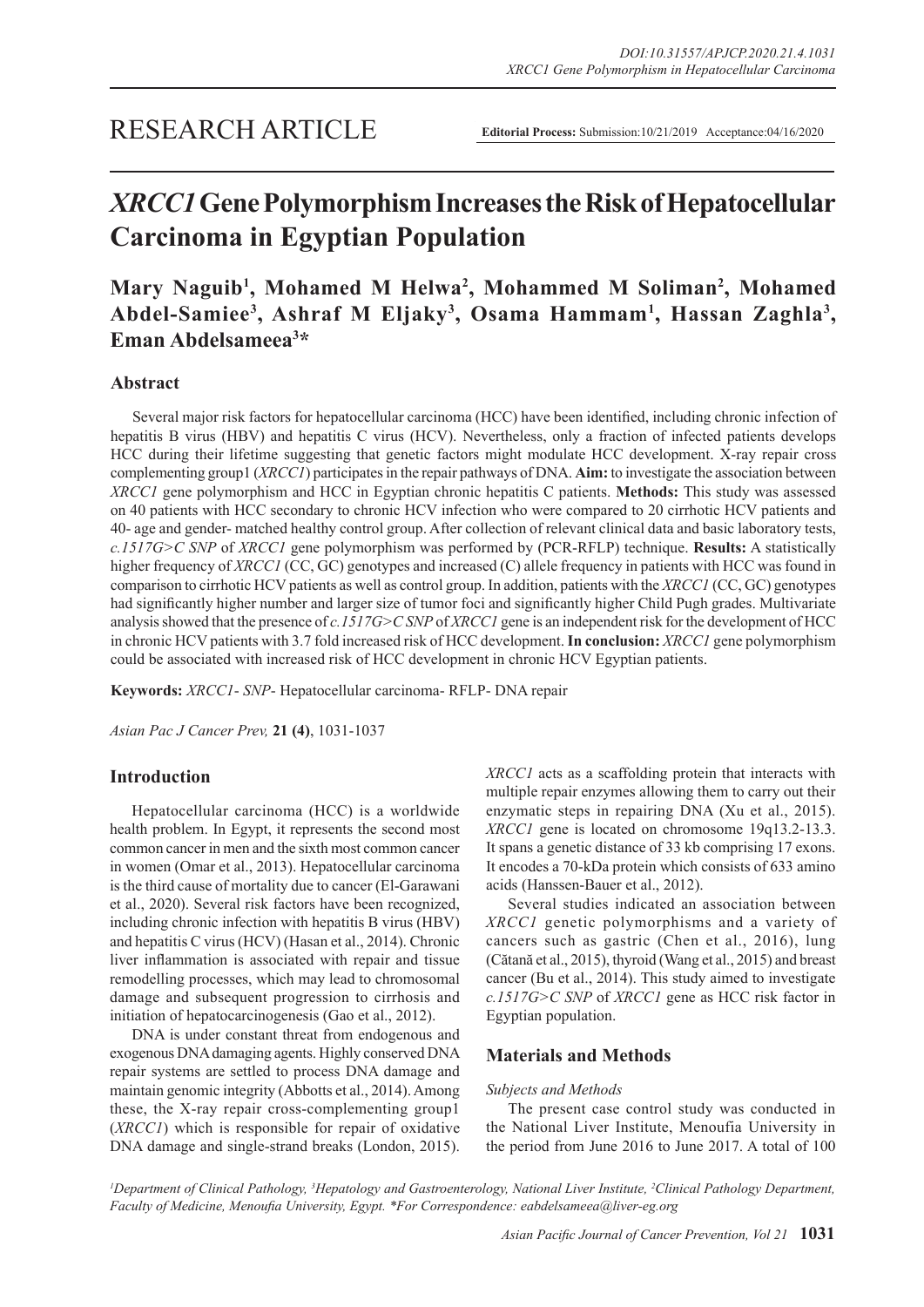RESEARCH ARTICLE

**Editorial Process:** Submission:10/21/2019 Acceptance:04/16/2020

# *XRCC1* Gene Polymorphism Increases the Risk of Hepatocellular Carcinoma in Egyptian Population

**Mary Naguib[1], Mohamed M Helwa[2], Mohammed M Soliman[2], Mohamed Abdel-Samiee[3], Ashraf M Eljaky[3], Osama Hammam[1], Hassan Zaghla[3], Eman Abdelsameea[3]\***

## Abstract

Several major risk factors for hepatocellular carcinoma (HCC) have been identified, including chronic infection of hepatitis B virus (HBV) and hepatitis C virus (HCV). Nevertheless, only a fraction of infected patients develops HCC during their lifetime suggesting that genetic factors might modulate HCC development. X-ray repair cross complementing group1 (*XRCC1*) participates in the repair pathways of DNA. **Aim:** to investigate the association between *XRCC1* gene polymorphism and HCC in Egyptian chronic hepatitis C patients. **Methods:** This study was assessed on 40 patients with HCC secondary to chronic HCV infection who were compared to 20 cirrhotic HCV patients and 40- age and gender- matched healthy control group. After collection of relevant clinical data and basic laboratory tests, *c.1517G>C SNP* of *XRCC1* gene polymorphism was performed by (PCR-RFLP) technique. **Results:** A statistically higher frequency of *XRCC1* (CC, GC) genotypes and increased (C) allele frequency in patients with HCC was found in comparison to cirrhotic HCV patients as well as control group. In addition, patients with the *XRCC1* (CC, GC) genotypes had significantly higher number and larger size of tumor foci and significantly higher Child Pugh grades. Multivariate analysis showed that the presence of *c.1517G>C SNP* of *XRCC1* gene is an independent risk for the development of HCC in chronic HCV patients with 3.7 fold increased risk of HCC development. **In conclusion:** *XRCC1* gene polymorphism could be associated with increased risk of HCC development in chronic HCV Egyptian patients.

**Keywords:** *XRCC1*- *SNP*- Hepatocellular carcinoma- RFLP- DNA repair

*Asian Pac J Cancer Prev,* **21 (4)**, 1031-1037

## Introduction

Hepatocellular carcinoma (HCC) is a worldwide health problem. In Egypt, it represents the second most common cancer in men and the sixth most common cancer in women (Omar et al., 2013). Hepatocellular carcinoma is the third cause of mortality due to cancer (El-Garawani et al., 2020). Several risk factors have been recognized, including chronic infection with hepatitis B virus (HBV) and hepatitis C virus (HCV) (Hasan et al., 2014). Chronic liver inflammation is associated with repair and tissue remodelling processes, which may lead to chromosomal damage and subsequent progression to cirrhosis and initiation of hepatocarcinogenesis (Gao et al., 2012).

DNA is under constant threat from endogenous and exogenous DNA damaging agents. Highly conserved DNA repair systems are settled to process DNA damage and maintain genomic integrity (Abbotts et al., 2014). Among these, the X-ray repair cross-complementing group1 (*XRCC1*) which is responsible for repair of oxidative DNA damage and single-strand breaks (London, 2015). *XRCC1* acts as a scaffolding protein that interacts with multiple repair enzymes allowing them to carry out their enzymatic steps in repairing DNA (Xu et al., 2015). *XRCC1* gene is located on chromosome 19q13.2-13.3. It spans a genetic distance of 33 kb comprising 17 exons. It encodes a 70-kDa protein which consists of 633 amino acids (Hanssen-Bauer et al., 2012).

Several studies indicated an association between *XRCC1* genetic polymorphisms and a variety of cancers such as gastric (Chen et al., 2016), lung (Cătană et al., 2015), thyroid (Wang et al., 2015) and breast cancer (Bu et al., 2014). This study aimed to investigate *c.1517G>C SNP* of *XRCC1* gene as HCC risk factor in Egyptian population.

## Materials and Methods

*Subjects and Methods*

The present case control study was conducted in the National Liver Institute, Menoufia University in the period from June 2016 to June 2017. A total of 100

[1]Department of Clinical Pathology, [3]Hepatology and Gastroenterology, National Liver Institute, [2]Clinical Pathology Department, Faculty of Medicine, Menoufia University, Egypt. \*For Correspondence: eabdelsameea@liver-eg.org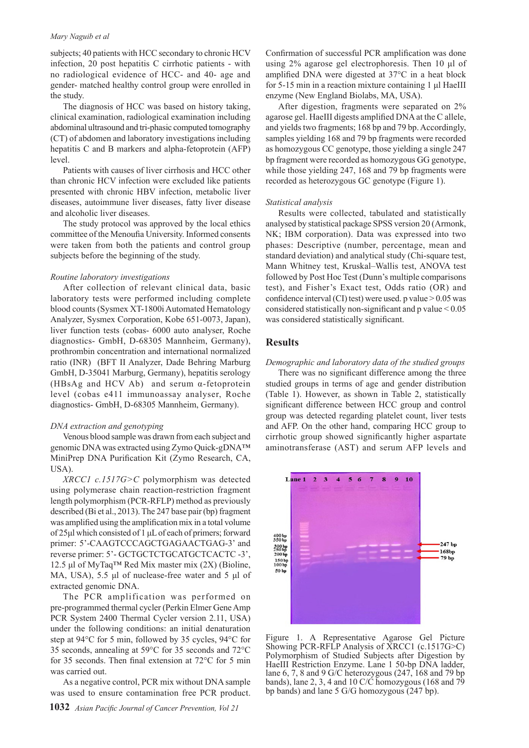subjects; 40 patients with HCC secondary to chronic HCV infection, 20 post hepatitis C cirrhotic patients - with no radiological evidence of HCC- and 40- age and gender- matched healthy control group were enrolled in the study.

The diagnosis of HCC was based on history taking, clinical examination, radiological examination including abdominal ultrasound and tri-phasic computed tomography (CT) of abdomen and laboratory investigations including hepatitis C and B markers and alpha-fetoprotein (AFP) level.

Patients with causes of liver cirrhosis and HCC other than chronic HCV infection were excluded like patients presented with chronic HBV infection, metabolic liver diseases, autoimmune liver diseases, fatty liver disease and alcoholic liver diseases.

The study protocol was approved by the local ethics committee of the Menoufia University. Informed consents were taken from both the patients and control group subjects before the beginning of the study.

*Routine laboratory investigations*

After collection of relevant clinical data, basic laboratory tests were performed including complete blood counts (Sysmex XT-1800i Automated Hematology Analyzer, Sysmex Corporation, Kobe 651-0073, Japan), liver function tests (cobas- 6000 auto analyser, Roche diagnostics- GmbH, D-68305 Mannheim, Germany), prothrombin concentration and international normalized ratio (INR) (BFT II Analyzer, Dade Behring Marburg GmbH, D-35041 Marburg, Germany), hepatitis serology (HBsAg and HCV Ab) and serum α-fetoprotein level (cobas e411 immunoassay analyser, Roche diagnostics- GmbH, D-68305 Mannheim, Germany).

*DNA extraction and genotyping*

Venous blood sample was drawn from each subject and genomic DNA was extracted using Zymo Quick-gDNA™ MiniPrep DNA Purification Kit (Zymo Research, CA, USA).

*XRCC1 c.1517G>C* polymorphism was detected using polymerase chain reaction-restriction fragment length polymorphism (PCR-RFLP) method as previously described (Bi et al., 2013). The 247 base pair (bp) fragment was amplified using the amplification mix in a total volume of 25µl which consisted of 1 µL of each of primers; forward primer: 5'-CAAGTCCCAGCTGAGAACTGAG-3' and reverse primer: 5'- GCTGCTCTGCATGCTCACTC -3', 12.5 µl of MyTaq™ Red Mix master mix (2X) (Bioline, MA, USA), 5.5 µl of nuclease-free water and 5 µl of extracted genomic DNA.

The PCR amplification was performed on pre-programmed thermal cycler (Perkin Elmer Gene Amp PCR System 2400 Thermal Cycler version 2.11, USA) under the following conditions: an initial denaturation step at 94°C for 5 min, followed by 35 cycles, 94°C for 35 seconds, annealing at 59°C for 35 seconds and 72°C for 35 seconds. Then final extension at 72°C for 5 min was carried out.

As a negative control, PCR mix without DNA sample was used to ensure contamination free PCR product. Confirmation of successful PCR amplification was done using 2% agarose gel electrophoresis. Then 10 µl of amplified DNA were digested at 37°C in a heat block for 5-15 min in a reaction mixture containing 1 µl HaeIII enzyme (New England Biolabs, MA, USA).

After digestion, fragments were separated on 2% agarose gel. HaeIII digests amplified DNA at the C allele, and yields two fragments; 168 bp and 79 bp. Accordingly, samples yielding 168 and 79 bp fragments were recorded as homozygous CC genotype, those yielding a single 247 bp fragment were recorded as homozygous GG genotype, while those yielding 247, 168 and 79 bp fragments were recorded as heterozygous GC genotype (Figure 1).

*Statistical analysis*

Results were collected, tabulated and statistically analysed by statistical package SPSS version 20 (Armonk, NK; IBM corporation). Data was expressed into two phases: Descriptive (number, percentage, mean and standard deviation) and analytical study (Chi-square test, Mann Whitney test, Kruskal–Wallis test, ANOVA test followed by Post Hoc Test (Dunn's multiple comparisons test), and Fisher's Exact test, Odds ratio (OR) and confidence interval (CI) test) were used. p value > 0.05 was considered statistically non-significant and p value < 0.05 was considered statistically significant.

## Results

*Demographic and laboratory data of the studied groups*

There was no significant difference among the three studied groups in terms of age and gender distribution (Table 1). However, as shown in Table 2, statistically significant difference between HCC group and control group was detected regarding platelet count, liver tests and AFP. On the other hand, comparing HCC group to cirrhotic group showed significantly higher aspartate aminotransferase (AST) and serum AFP levels and

Figure 1. A Representative Agarose Gel Picture Showing PCR-RFLP Analysis of XRCC1 (c.1517G>C) Polymorphism of Studied Subjects after Digestion by HaeIII Restriction Enzyme. Lane 1 50-bp DNA ladder, lane 6, 7, 8 and 9 G/C heterozygous (247, 168 and 79 bp bands), lane 2, 3, 4 and 10 C/C homozygous (168 and 79 bp bands) and lane 5 G/G homozygous (247 bp).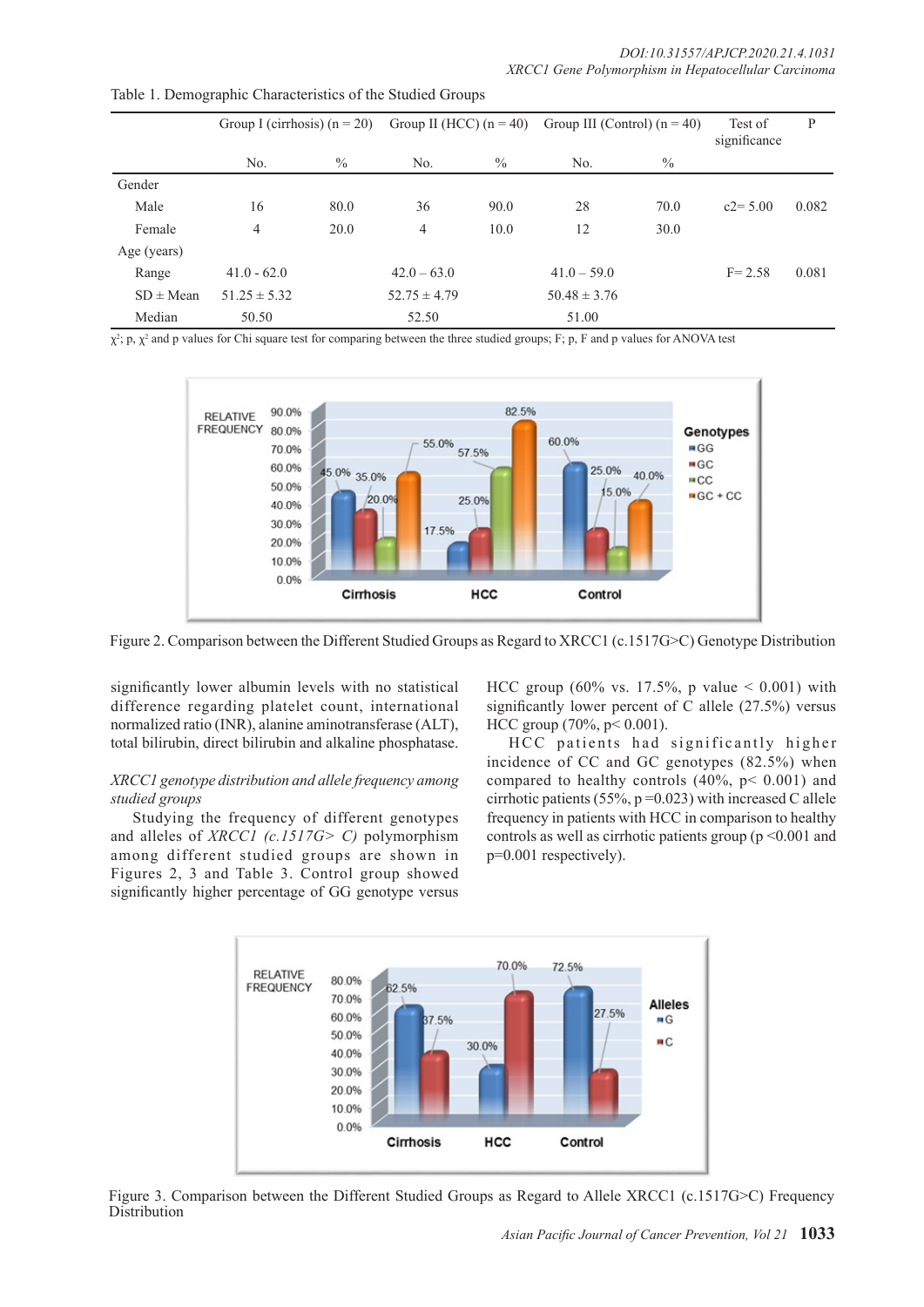Table 1. Demographic Characteristics of the Studied Groups

| | Group I (cirrhosis) (n = 20) | | Group II (HCC) (n = 40) | | Group III (Control) (n = 40) | | Test of significance | P |
|---|---|---|---|---|---|---|---|---|
| | No. | % | No. | % | No. | % | | |
| Gender | | | | | | | | |
| Male | 16 | 80.0 | 36 | 90.0 | 28 | 70.0 | c2= 5.00 | 0.082 |
| Female | 4 | 20.0 | 4 | 10.0 | 12 | 30.0 | | |
| Age (years) | | | | | | | | |
| Range | 41.0 - 62.0 | | 42.0 – 63.0 | | 41.0 – 59.0 | | F= 2.58 | 0.081 |
| SD ± Mean | 51.25 ± 5.32 | | 52.75 ± 4.79 | | 50.48 ± 3.76 | | | |
| Median | 50.50 | | 52.50 | | 51.00 | | | |

$\chi^2$; p, $\chi^2$ and p values for Chi square test for comparing between the three studied groups; F; p, F and p values for ANOVA test

Figure 2. Comparison between the Different Studied Groups as Regard to XRCC1 (c.1517G>C) Genotype Distribution

significantly lower albumin levels with no statistical difference regarding platelet count, international normalized ratio (INR), alanine aminotransferase (ALT), total bilirubin, direct bilirubin and alkaline phosphatase.

*XRCC1 genotype distribution and allele frequency among studied groups*

Studying the frequency of different genotypes and alleles of *XRCC1 (c.1517G> C)* polymorphism among different studied groups are shown in Figures 2, 3 and Table 3. Control group showed significantly higher percentage of GG genotype versus HCC group (60% vs. 17.5%, p value < 0.001) with significantly lower percent of C allele (27.5%) versus HCC group (70%, p< 0.001).

HCC patients had significantly higher incidence of CC and GC genotypes (82.5%) when compared to healthy controls (40%, p< 0.001) and cirrhotic patients (55%, p =0.023) with increased C allele frequency in patients with HCC in comparison to healthy controls as well as cirrhotic patients group (p <0.001 and p=0.001 respectively).

Figure 3. Comparison between the Different Studied Groups as Regard to Allele XRCC1 (c.1517G>C) Frequency Distribution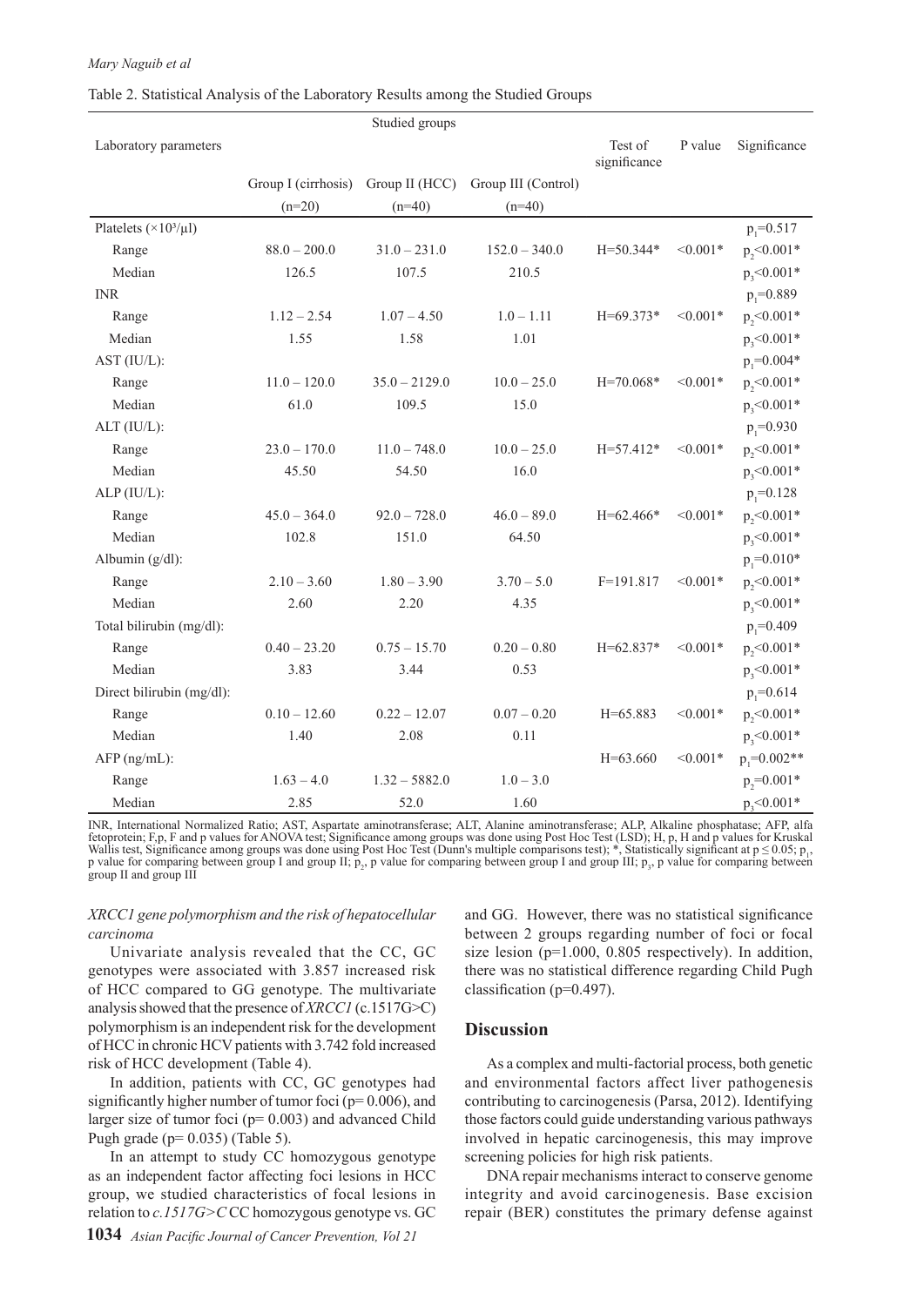Table 2. Statistical Analysis of the Laboratory Results among the Studied Groups

| Laboratory parameters | Studied groups | | | Test of significance | P value | Significance |
|---|---|---|---|---|---|---|
| | Group I (cirrhosis) (n=20) | Group II (HCC) (n=40) | Group III (Control) (n=40) | | | |
| Platelets ($\times 10^3/\mu l$) | | | | | | $p_1$=0.517 |
| Range | 88.0 – 200.0 | 31.0 – 231.0 | 152.0 – 340.0 | H=50.344* | <0.001* | $p_2$<0.001* |
| Median | 126.5 | 107.5 | 210.5 | | | $p_3$<0.001* |
| INR | | | | | | $p_1$=0.889 |
| Range | 1.12 – 2.54 | 1.07 – 4.50 | 1.0 – 1.11 | H=69.373* | <0.001* | $p_2$<0.001* |
| Median | 1.55 | 1.58 | 1.01 | | | $p_3$<0.001* |
| AST (IU/L): | | | | | | $p_1$=0.004* |
| Range | 11.0 – 120.0 | 35.0 – 2129.0 | 10.0 – 25.0 | H=70.068* | <0.001* | $p_2$<0.001* |
| Median | 61.0 | 109.5 | 15.0 | | | $p_3$<0.001* |
| ALT (IU/L): | | | | | | $p_1$=0.930 |
| Range | 23.0 – 170.0 | 11.0 – 748.0 | 10.0 – 25.0 | H=57.412* | <0.001* | $p_2$<0.001* |
| Median | 45.50 | 54.50 | 16.0 | | | $p_3$<0.001* |
| ALP (IU/L): | | | | | | $p_1$=0.128 |
| Range | 45.0 – 364.0 | 92.0 – 728.0 | 46.0 – 89.0 | H=62.466* | <0.001* | $p_2$<0.001* |
| Median | 102.8 | 151.0 | 64.50 | | | $p_3$<0.001* |
| Albumin (g/dl): | | | | | | $p_1$=0.010* |
| Range | 2.10 – 3.60 | 1.80 – 3.90 | 3.70 – 5.0 | F=191.817 | <0.001* | $p_2$<0.001* |
| Median | 2.60 | 2.20 | 4.35 | | | $p_3$<0.001* |
| Total bilirubin (mg/dl): | | | | | | $p_1$=0.409 |
| Range | 0.40 – 23.20 | 0.75 – 15.70 | 0.20 – 0.80 | H=62.837* | <0.001* | $p_2$<0.001* |
| Median | 3.83 | 3.44 | 0.53 | | | $p_3$<0.001* |
| Direct bilirubin (mg/dl): | | | | | | $p_1$=0.614 |
| Range | 0.10 – 12.60 | 0.22 – 12.07 | 0.07 – 0.20 | H=65.883 | <0.001* | $p_2$<0.001* |
| Median | 1.40 | 2.08 | 0.11 | | | $p_3$<0.001* |
| AFP (ng/mL): | | | | H=63.660 | <0.001* | $p_1$=0.002** |
| Range | 1.63 – 4.0 | 1.32 – 5882.0 | 1.0 – 3.0 | | | $p_2$=0.001* |
| Median | 2.85 | 52.0 | 1.60 | | | $p_3$<0.001* |

INR, International Normalized Ratio; AST, Aspartate aminotransferase; ALT, Alanine aminotransferase; ALP, Alkaline phosphatase; AFP, alfa fetoprotein; F,p, F and p values for ANOVA test; Significance among groups was done using Post Hoc Test (LSD); H, p, H and p values for Kruskal Wallis test, Significance among groups was done using Post Hoc Test (Dunn's multiple comparisons test); *, Statistically significant at $p \leq 0.05$; $p_1$, p value for comparing between group I and group II; $p_2$, p value for comparing between group I and group III; $p_3$, p value for comparing between group II and group III

### *XRCC1 gene polymorphism and the risk of hepatocellular carcinoma*

Univariate analysis revealed that the CC, GC genotypes were associated with 3.857 increased risk of HCC compared to GG genotype. The multivariate analysis showed that the presence of *XRCC1* (c.1517G>C) polymorphism is an independent risk for the development of HCC in chronic HCV patients with 3.742 fold increased risk of HCC development (Table 4).

In addition, patients with CC, GC genotypes had significantly higher number of tumor foci (p= 0.006), and larger size of tumor foci (p= 0.003) and advanced Child Pugh grade (p= 0.035) (Table 5).

In an attempt to study CC homozygous genotype as an independent factor affecting foci lesions in HCC group, we studied characteristics of focal lesions in relation to *c.1517G>C* CC homozygous genotype vs. GC and GG. However, there was no statistical significance between 2 groups regarding number of foci or focal size lesion (p=1.000, 0.805 respectively). In addition, there was no statistical difference regarding Child Pugh classification (p=0.497).

## Discussion

As a complex and multi-factorial process, both genetic and environmental factors affect liver pathogenesis contributing to carcinogenesis (Parsa, 2012). Identifying those factors could guide understanding various pathways involved in hepatic carcinogenesis, this may improve screening policies for high risk patients.

DNA repair mechanisms interact to conserve genome integrity and avoid carcinogenesis. Base excision repair (BER) constitutes the primary defense against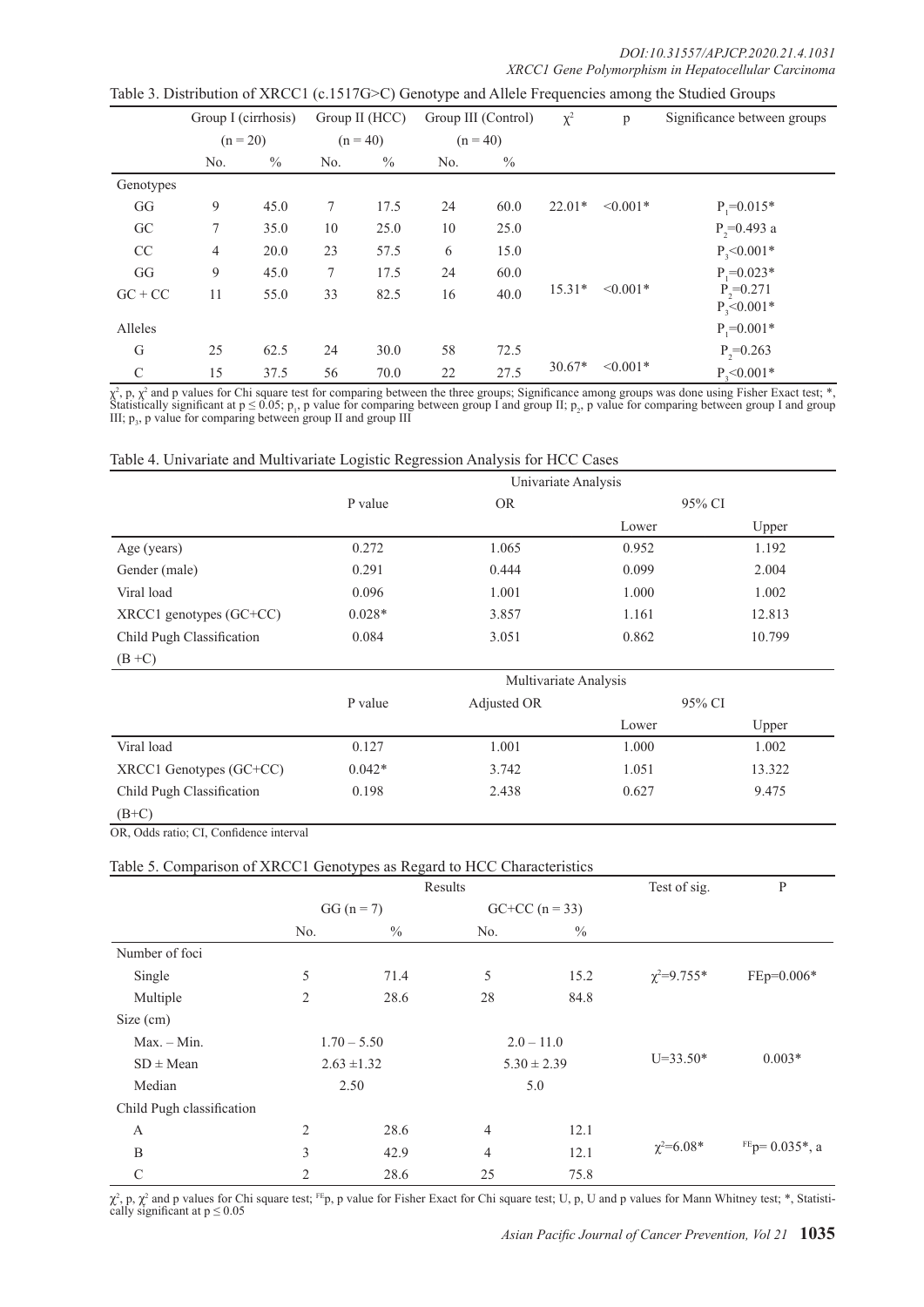Table 3. Distribution of XRCC1 (c.1517G>C) Genotype and Allele Frequencies among the Studied Groups

| | Group I (cirrhosis) (n = 20) | | Group II (HCC) (n = 40) | | Group III (Control) (n = 40) | | $\chi^2$ | p | Significance between groups |
|---|---|---|---|---|---|---|---|---|---|
| | No. | % | No. | % | No. | % | | | |
| Genotypes | | | | | | | | | |
| GG | 9 | 45.0 | 7 | 17.5 | 24 | 60.0 | 22.01* | <0.001* | $P_1$=0.015* |
| GC | 7 | 35.0 | 10 | 25.0 | 10 | 25.0 | | | $P_2$=0.493 a |
| CC | 4 | 20.0 | 23 | 57.5 | 6 | 15.0 | | | $P_3$<0.001* |
| GG | 9 | 45.0 | 7 | 17.5 | 24 | 60.0 | 15.31* | <0.001* | $P_1$=0.023* |
| GC + CC | 11 | 55.0 | 33 | 82.5 | 16 | 40.0 | | | $P_2$=0.271 $P_3$<0.001* |
| Alleles | | | | | | | | | $P_1$=0.001* |
| G | 25 | 62.5 | 24 | 30.0 | 58 | 72.5 | 30.67* | <0.001* | $P_2$=0.263 |
| C | 15 | 37.5 | 56 | 70.0 | 22 | 27.5 | | | $P_3$<0.001* |

$\chi^2$, p, $\chi^2$ and p values for Chi square test for comparing between the three groups; Significance among groups was done using Fisher Exact test; *, Statistically significant at $p \leq 0.05$; $p_1$, p value for comparing between group I and group II; $p_2$, p value for comparing between group I and group III; $p_3$, p value for comparing between group II and group III

Table 4. Univariate and Multivariate Logistic Regression Analysis for HCC Cases

| | Univariate Analysis | | | |
|---|---|---|---|---|
| | P value | OR | 95% CI | |
| | | | Lower | Upper |
| Age (years) | 0.272 | 1.065 | 0.952 | 1.192 |
| Gender (male) | 0.291 | 0.444 | 0.099 | 2.004 |
| Viral load | 0.096 | 1.001 | 1.000 | 1.002 |
| XRCC1 genotypes (GC+CC) | 0.028* | 3.857 | 1.161 | 12.813 |
| Child Pugh Classification (B +C) | 0.084 | 3.051 | 0.862 | 10.799 |
| | **Multivariate Analysis** | | | |
| | P value | Adjusted OR | 95% CI | |
| | | | Lower | Upper |
| Viral load | 0.127 | 1.001 | 1.000 | 1.002 |
| XRCC1 Genotypes (GC+CC) | 0.042* | 3.742 | 1.051 | 13.322 |
| Child Pugh Classification (B+C) | 0.198 | 2.438 | 0.627 | 9.475 |

OR, Odds ratio; CI, Confidence interval

Table 5. Comparison of XRCC1 Genotypes as Regard to HCC Characteristics

| | Results | | | | Test of sig. | P |
|---|---|---|---|---|---|---|
| | GG (n = 7) | | GC+CC (n = 33) | | | |
| | No. | % | No. | % | | |
| Number of foci | | | | | | |
| Single | 5 | 71.4 | 5 | 15.2 | $\chi^2$=9.755* | FEp=0.006* |
| Multiple | 2 | 28.6 | 28 | 84.8 | | |
| Size (cm) | | | | | | |
| Max. – Min. | 1.70 – 5.50 | | 2.0 – 11.0 | | U=33.50* | 0.003* |
| SD ± Mean | 2.63 ±1.32 | | 5.30 ± 2.39 | | | |
| Median | 2.50 | | 5.0 | | | |
| Child Pugh classification | | | | | | |
| A | 2 | 28.6 | 4 | 12.1 | $\chi^2$=6.08* | FEp= 0.035*, a |
| B | 3 | 42.9 | 4 | 12.1 | | |
| C | 2 | 28.6 | 25 | 75.8 | | |

$\chi^2$, p, $\chi^2$ and p values for Chi square test; FEp, p value for Fisher Exact for Chi square test; U, p, U and p values for Mann Whitney test; *, Statistically significant at $p \leq 0.05$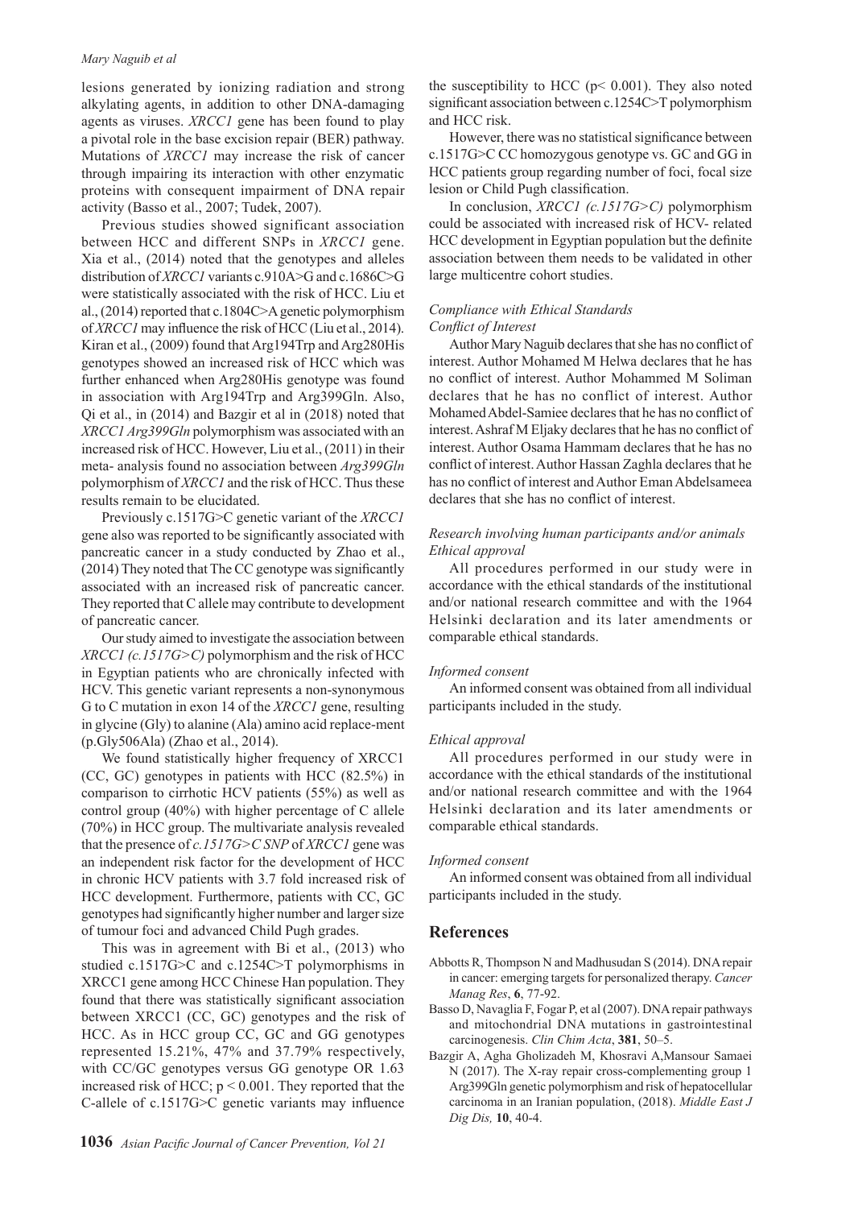lesions generated by ionizing radiation and strong alkylating agents, in addition to other DNA-damaging agents as viruses. *XRCC1* gene has been found to play a pivotal role in the base excision repair (BER) pathway. Mutations of *XRCC1* may increase the risk of cancer through impairing its interaction with other enzymatic proteins with consequent impairment of DNA repair activity (Basso et al., 2007; Tudek, 2007).

Previous studies showed significant association between HCC and different SNPs in *XRCC1* gene. Xia et al., (2014) noted that the genotypes and alleles distribution of *XRCC1* variants c.910A>G and c.1686C>G were statistically associated with the risk of HCC. Liu et al., (2014) reported that c.1804C>A genetic polymorphism of *XRCC1* may influence the risk of HCC (Liu et al., 2014). Kiran et al., (2009) found that Arg194Trp and Arg280His genotypes showed an increased risk of HCC which was further enhanced when Arg280His genotype was found in association with Arg194Trp and Arg399Gln. Also, Qi et al., in (2014) and Bazgir et al in (2018) noted that *XRCC1 Arg399Gln* polymorphism was associated with an increased risk of HCC. However, Liu et al., (2011) in their meta- analysis found no association between *Arg399Gln* polymorphism of *XRCC1* and the risk of HCC. Thus these results remain to be elucidated.

Previously c.1517G>C genetic variant of the *XRCC1* gene also was reported to be significantly associated with pancreatic cancer in a study conducted by Zhao et al., (2014) They noted that The CC genotype was significantly associated with an increased risk of pancreatic cancer. They reported that C allele may contribute to development of pancreatic cancer.

Our study aimed to investigate the association between *XRCC1 (c.1517G>C)* polymorphism and the risk of HCC in Egyptian patients who are chronically infected with HCV. This genetic variant represents a non-synonymous G to C mutation in exon 14 of the *XRCC1* gene, resulting in glycine (Gly) to alanine (Ala) amino acid replace-ment (p.Gly506Ala) (Zhao et al., 2014).

We found statistically higher frequency of XRCC1 (CC, GC) genotypes in patients with HCC (82.5%) in comparison to cirrhotic HCV patients (55%) as well as control group (40%) with higher percentage of C allele (70%) in HCC group. The multivariate analysis revealed that the presence of *c.1517G>C SNP* of *XRCC1* gene was an independent risk factor for the development of HCC in chronic HCV patients with 3.7 fold increased risk of HCC development. Furthermore, patients with CC, GC genotypes had significantly higher number and larger size of tumour foci and advanced Child Pugh grades.

This was in agreement with Bi et al., (2013) who studied c.1517G>C and c.1254C>T polymorphisms in XRCC1 gene among HCC Chinese Han population. They found that there was statistically significant association between XRCC1 (CC, GC) genotypes and the risk of HCC. As in HCC group CC, GC and GG genotypes represented 15.21%, 47% and 37.79% respectively, with CC/GC genotypes versus GG genotype OR 1.63 increased risk of HCC; $p < 0.001$. They reported that the C-allele of c.1517G>C genetic variants may influence the susceptibility to HCC ($p < 0.001$). They also noted significant association between c.1254C>T polymorphism and HCC risk.

However, there was no statistical significance between c.1517G>C CC homozygous genotype vs. GC and GG in HCC patients group regarding number of foci, focal size lesion or Child Pugh classification.

In conclusion, *XRCC1 (c.1517G>C)* polymorphism could be associated with increased risk of HCV- related HCC development in Egyptian population but the definite association between them needs to be validated in other large multicentre cohort studies.

*Compliance with Ethical Standards*

*Conflict of Interest*

Author Mary Naguib declares that she has no conflict of interest. Author Mohamed M Helwa declares that he has no conflict of interest. Author Mohammed M Soliman declares that he has no conflict of interest. Author Mohamed Abdel-Samiee declares that he has no conflict of interest. Ashraf M Eljaky declares that he has no conflict of interest. Author Osama Hammam declares that he has no conflict of interest. Author Hassan Zaghla declares that he has no conflict of interest and Author Eman Abdelsameea declares that she has no conflict of interest.

*Research involving human participants and/or animals*

*Ethical approval*

All procedures performed in our study were in accordance with the ethical standards of the institutional and/or national research committee and with the 1964 Helsinki declaration and its later amendments or comparable ethical standards.

*Informed consent*

An informed consent was obtained from all individual participants included in the study.

*Ethical approval*

All procedures performed in our study were in accordance with the ethical standards of the institutional and/or national research committee and with the 1964 Helsinki declaration and its later amendments or comparable ethical standards.

*Informed consent*

An informed consent was obtained from all individual participants included in the study.

## References

Abbotts R, Thompson N and Madhusudan S (2014). DNA repair in cancer: emerging targets for personalized therapy. *Cancer Manag Res*, **6**, 77-92.

Basso D, Navaglia F, Fogar P, et al (2007). DNA repair pathways and mitochondrial DNA mutations in gastrointestinal carcinogenesis. *Clin Chim Acta*, **381**, 50–5.

Bazgir A, Agha Gholizadeh M, Khosravi A,Mansour Samaei N (2017). The X-ray repair cross-complementing group 1 Arg399Gln genetic polymorphism and risk of hepatocellular carcinoma in an Iranian population, (2018). *Middle East J Dig Dis,* **10**, 40-4.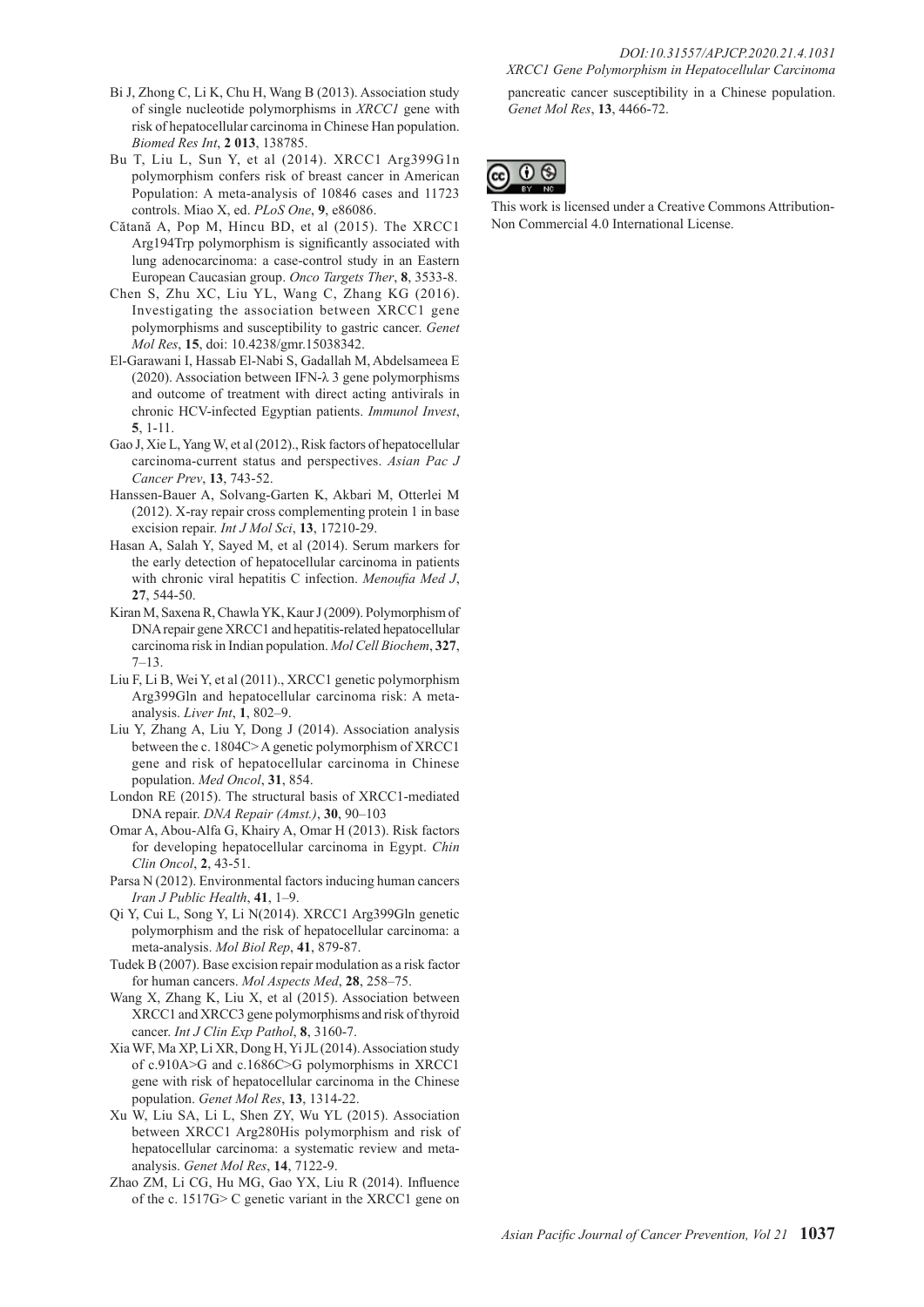Bi J, Zhong C, Li K, Chu H, Wang B (2013). Association study of single nucleotide polymorphisms in *XRCC1* gene with risk of hepatocellular carcinoma in Chinese Han population. *Biomed Res Int*, **2 013**, 138785.

Bu T, Liu L, Sun Y, et al (2014). XRCC1 Arg399G1n polymorphism confers risk of breast cancer in American Population: A meta-analysis of 10846 cases and 11723 controls. Miao X, ed. *PLoS One*, **9**, e86086.

Cătană A, Pop M, Hincu BD, et al (2015). The XRCC1 Arg194Trp polymorphism is significantly associated with lung adenocarcinoma: a case-control study in an Eastern European Caucasian group. *Onco Targets Ther*, **8**, 3533-8.

Chen S, Zhu XC, Liu YL, Wang C, Zhang KG (2016). Investigating the association between XRCC1 gene polymorphisms and susceptibility to gastric cancer. *Genet Mol Res*, **15**, doi: 10.4238/gmr.15038342.

El-Garawani I, Hassab El-Nabi S, Gadallah M, Abdelsameea E (2020). Association between IFN-λ 3 gene polymorphisms and outcome of treatment with direct acting antivirals in chronic HCV-infected Egyptian patients. *Immunol Invest*, **5**, 1-11.

Gao J, Xie L, Yang W, et al (2012)., Risk factors of hepatocellular carcinoma-current status and perspectives. *Asian Pac J Cancer Prev*, **13**, 743-52.

Hanssen-Bauer A, Solvang-Garten K, Akbari M, Otterlei M (2012). X-ray repair cross complementing protein 1 in base excision repair. *Int J Mol Sci*, **13**, 17210-29.

Hasan A, Salah Y, Sayed M, et al (2014). Serum markers for the early detection of hepatocellular carcinoma in patients with chronic viral hepatitis C infection. *Menoufia Med J*, **27**, 544-50.

Kiran M, Saxena R, Chawla YK, Kaur J (2009). Polymorphism of DNA repair gene XRCC1 and hepatitis-related hepatocellular carcinoma risk in Indian population. *Mol Cell Biochem*, **327**, 7–13.

Liu F, Li B, Wei Y, et al (2011)., XRCC1 genetic polymorphism Arg399Gln and hepatocellular carcinoma risk: A meta-analysis. *Liver Int*, **1**, 802–9.

Liu Y, Zhang A, Liu Y, Dong J (2014). Association analysis between the c. 1804C>A genetic polymorphism of XRCC1 gene and risk of hepatocellular carcinoma in Chinese population. *Med Oncol*, **31**, 854.

London RE (2015). The structural basis of XRCC1-mediated DNA repair. *DNA Repair (Amst.)*, **30**, 90–103

Omar A, Abou-Alfa G, Khairy A, Omar H (2013). Risk factors for developing hepatocellular carcinoma in Egypt. *Chin Clin Oncol*, **2**, 43-51.

Parsa N (2012). Environmental factors inducing human cancers *Iran J Public Health*, **41**, 1–9.

Qi Y, Cui L, Song Y, Li N(2014). XRCC1 Arg399Gln genetic polymorphism and the risk of hepatocellular carcinoma: a meta-analysis. *Mol Biol Rep*, **41**, 879-87.

Tudek B (2007). Base excision repair modulation as a risk factor for human cancers. *Mol Aspects Med*, **28**, 258–75.

Wang X, Zhang K, Liu X, et al (2015). Association between XRCC1 and XRCC3 gene polymorphisms and risk of thyroid cancer. *Int J Clin Exp Pathol*, **8**, 3160-7.

Xia WF, Ma XP, Li XR, Dong H, Yi JL (2014). Association study of c.910A>G and c.1686C>G polymorphisms in XRCC1 gene with risk of hepatocellular carcinoma in the Chinese population. *Genet Mol Res*, **13**, 1314-22.

Xu W, Liu SA, Li L, Shen ZY, Wu YL (2015). Association between XRCC1 Arg280His polymorphism and risk of hepatocellular carcinoma: a systematic review and meta-analysis. *Genet Mol Res*, **14**, 7122-9.

Zhao ZM, Li CG, Hu MG, Gao YX, Liu R (2014). Influence of the c. 1517G> C genetic variant in the XRCC1 gene on pancreatic cancer susceptibility in a Chinese population. *Genet Mol Res*, **13**, 4466-72.

This work is licensed under a Creative Commons Attribution-Non Commercial 4.0 International License.